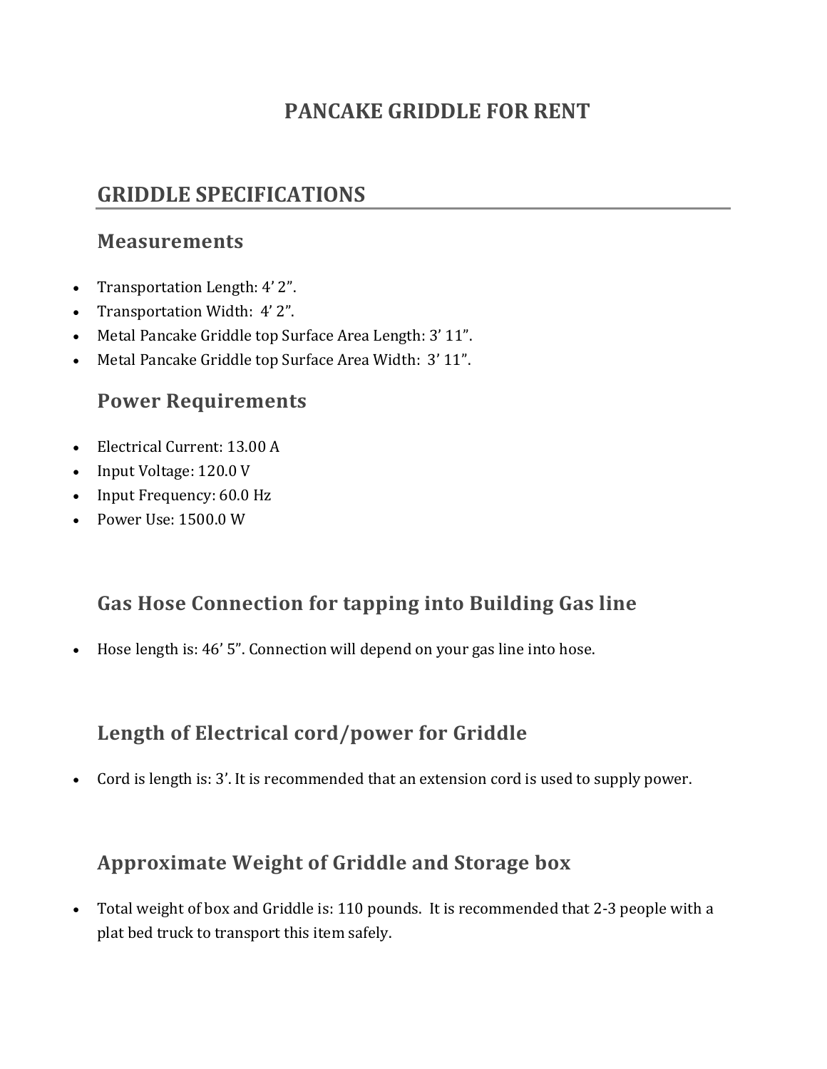# PANCAKE GRIDDLE FOR RENT

## GRIDDLE SPECIFICATIONS

### Measurements

- Transportation Length: 4' 2".
- Transportation Width: 4' 2".
- Metal Pancake Griddle top Surface Area Length: 3' 11".
- Metal Pancake Griddle top Surface Area Width: 3' 11".

### Power Requirements

- Electrical Current: 13.00 A
- Input Voltage: 120.0 V
- Input Frequency: 60.0 Hz
- Power Use: 1500.0 W

### Gas Hose Connection for tapping into Building Gas line

- Hose length is: 46' 5". Connection will depend on your gas line into hose.

### Length of Electrical cord/power for Griddle

- Cord is length is: 3'. It is recommended that an extension cord is used to supply power.

### Approximate Weight of Griddle and Storage box

- Total weight of box and Griddle is: 110 pounds. It is recommended that 2-3 people with a plat bed truck to transport this item safely.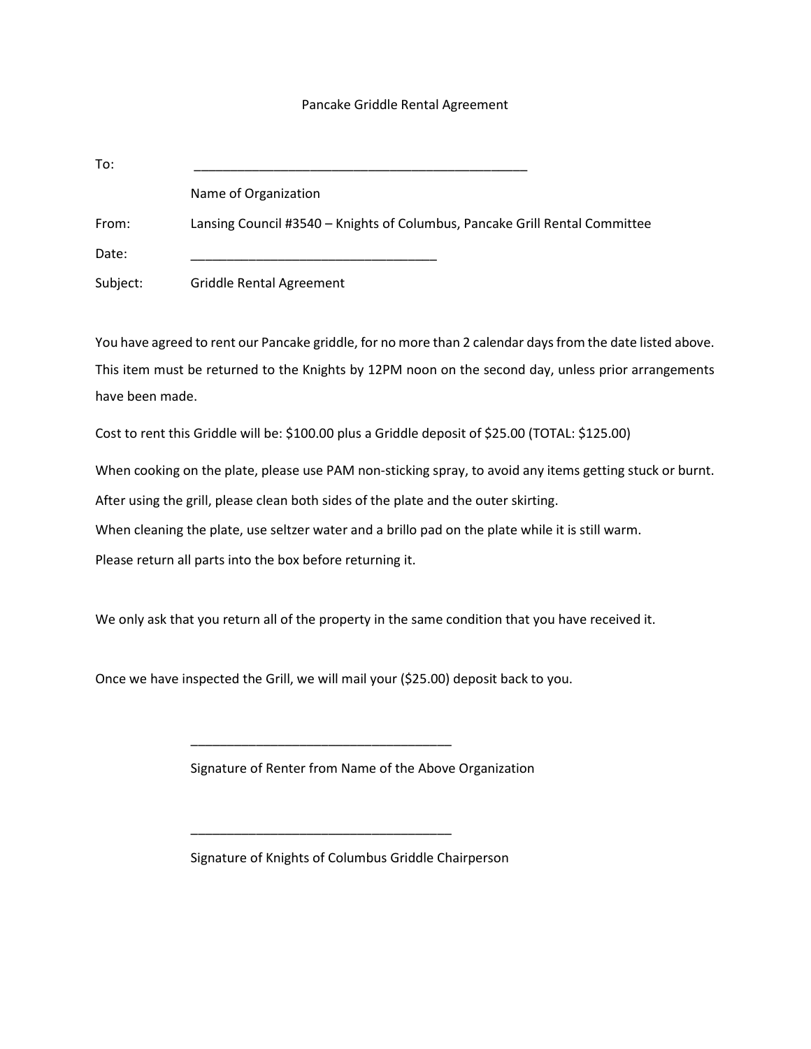# Pancake Griddle Rental Agreement

To: ________________________________________________

Name of Organization

From: Lansing Council #3540 – Knights of Columbus, Pancake Grill Rental Committee

Date: ___________________________________

Subject: Griddle Rental Agreement

You have agreed to rent our Pancake griddle, for no more than 2 calendar days from the date listed above. This item must be returned to the Knights by 12PM noon on the second day, unless prior arrangements have been made.

Cost to rent this Griddle will be: $100.00 plus a Griddle deposit of $25.00 (TOTAL: $125.00)

When cooking on the plate, please use PAM non-sticking spray, to avoid any items getting stuck or burnt.
After using the grill, please clean both sides of the plate and the outer skirting.
When cleaning the plate, use seltzer water and a brillo pad on the plate while it is still warm.
Please return all parts into the box before returning it.

We only ask that you return all of the property in the same condition that you have received it.

Once we have inspected the Grill, we will mail your ($25.00) deposit back to you.

_____________________________________

Signature of Renter from Name of the Above Organization

_____________________________________

Signature of Knights of Columbus Griddle Chairperson